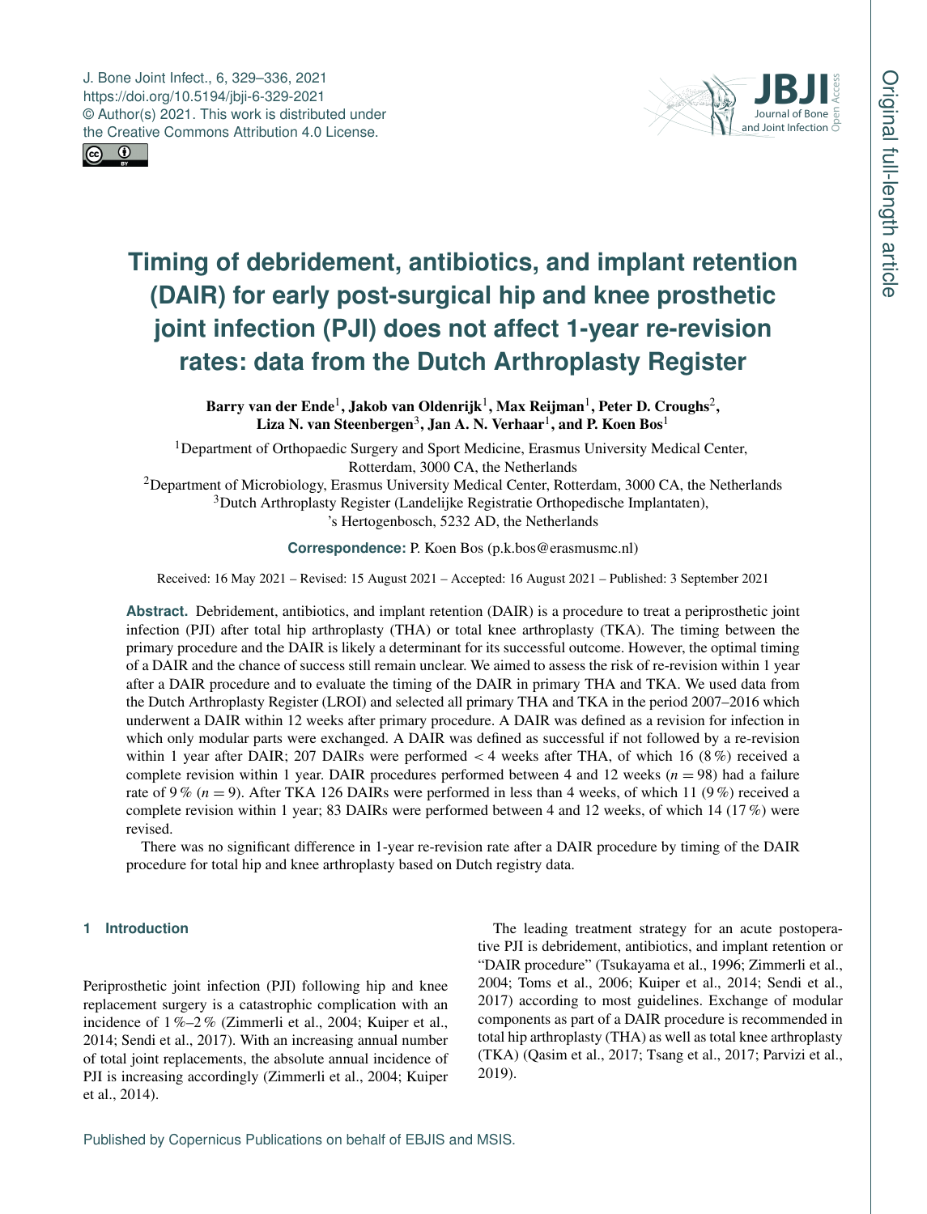# Timing of debridement, antibiotics, and implant retention (DAIR) for early post-surgical hip and knee prosthetic joint infection (PJI) does not affect 1-year re-revision rates: data from the Dutch Arthroplasty Register

**Barry van der Ende[1], Jakob van Oldenrijk[1], Max Reijman[1], Peter D. Croughs[2], Liza N. van Steenbergen[3], Jan A. N. Verhaar[1], and P. Koen Bos[1]**

[1]Department of Orthopaedic Surgery and Sport Medicine, Erasmus University Medical Center, Rotterdam, 3000 CA, the Netherlands

[2]Department of Microbiology, Erasmus University Medical Center, Rotterdam, 3000 CA, the Netherlands

[3]Dutch Arthroplasty Register (Landelijke Registratie Orthopedische Implantaten), 's Hertogenbosch, 5232 AD, the Netherlands

**Correspondence:** P. Koen Bos (p.k.bos@erasmusmc.nl)

Received: 16 May 2021 – Revised: 15 August 2021 – Accepted: 16 August 2021 – Published: 3 September 2021

**Abstract.** Debridement, antibiotics, and implant retention (DAIR) is a procedure to treat a periprosthetic joint infection (PJI) after total hip arthroplasty (THA) or total knee arthroplasty (TKA). The timing between the primary procedure and the DAIR is likely a determinant for its successful outcome. However, the optimal timing of a DAIR and the chance of success still remain unclear. We aimed to assess the risk of re-revision within 1 year after a DAIR procedure and to evaluate the timing of the DAIR in primary THA and TKA. We used data from the Dutch Arthroplasty Register (LROI) and selected all primary THA and TKA in the period 2007–2016 which underwent a DAIR within 12 weeks after primary procedure. A DAIR was defined as a revision for infection in which only modular parts were exchanged. A DAIR was defined as successful if not followed by a re-revision within 1 year after DAIR; 207 DAIRs were performed < 4 weeks after THA, of which 16 (8 %) received a complete revision within 1 year. DAIR procedures performed between 4 and 12 weeks ($n = 98$) had a failure rate of 9 % ($n = 9$). After TKA 126 DAIRs were performed in less than 4 weeks, of which 11 (9 %) received a complete revision within 1 year; 83 DAIRs were performed between 4 and 12 weeks, of which 14 (17 %) were revised.

There was no significant difference in 1-year re-revision rate after a DAIR procedure by timing of the DAIR procedure for total hip and knee arthroplasty based on Dutch registry data.

## 1 Introduction

Periprosthetic joint infection (PJI) following hip and knee replacement surgery is a catastrophic complication with an incidence of 1 %–2 % (Zimmerli et al., 2004; Kuiper et al., 2014; Sendi et al., 2017). With an increasing annual number of total joint replacements, the absolute annual incidence of PJI is increasing accordingly (Zimmerli et al., 2004; Kuiper et al., 2014).

The leading treatment strategy for an acute postoperative PJI is debridement, antibiotics, and implant retention or "DAIR procedure" (Tsukayama et al., 1996; Zimmerli et al., 2004; Toms et al., 2006; Kuiper et al., 2014; Sendi et al., 2017) according to most guidelines. Exchange of modular components as part of a DAIR procedure is recommended in total hip arthroplasty (THA) as well as total knee arthroplasty (TKA) (Qasim et al., 2017; Tsang et al., 2017; Parvizi et al., 2019).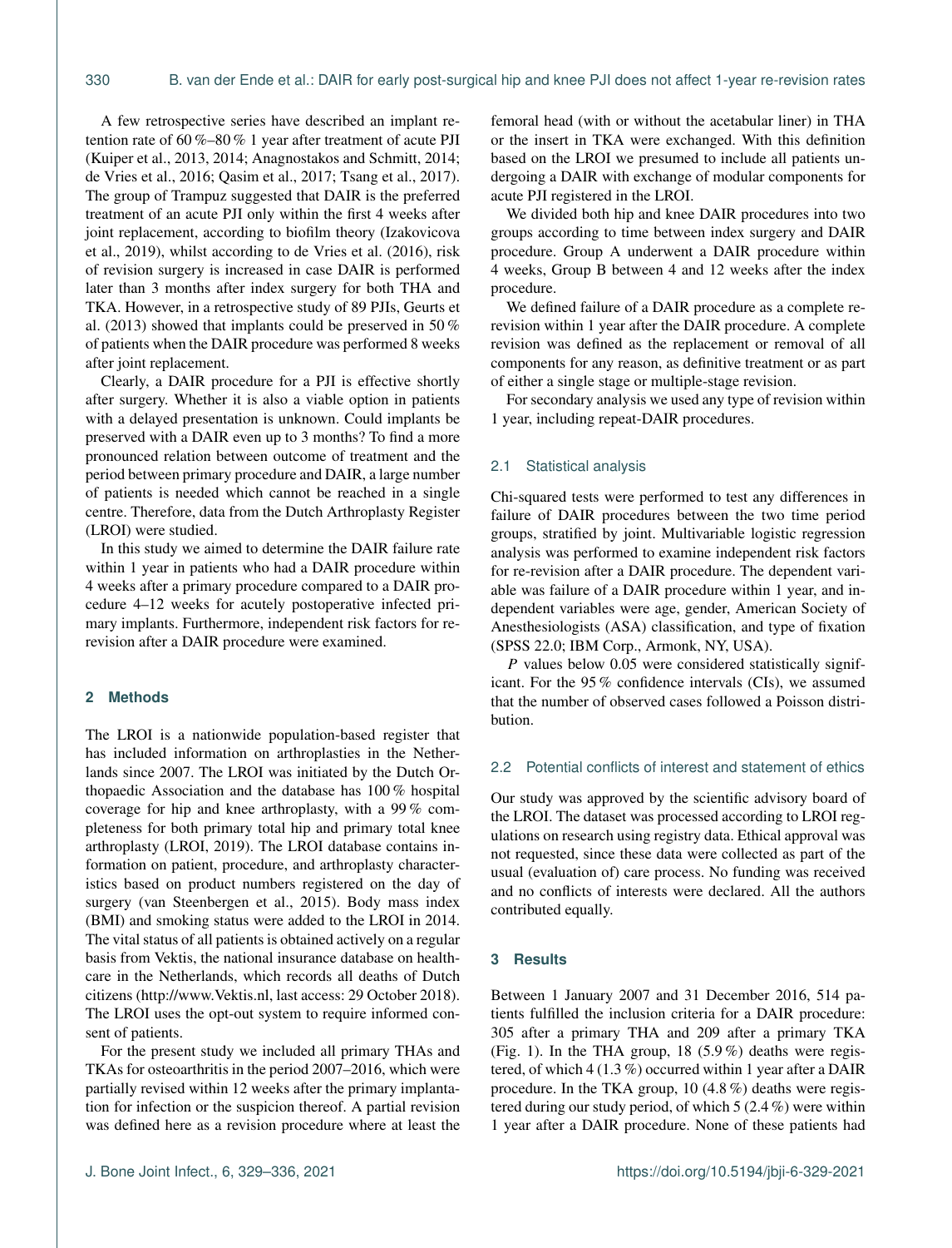A few retrospective series have described an implant retention rate of 60 %–80 % 1 year after treatment of acute PJI (Kuiper et al., 2013, 2014; Anagnostakos and Schmitt, 2014; de Vries et al., 2016; Qasim et al., 2017; Tsang et al., 2017). The group of Trampuz suggested that DAIR is the preferred treatment of an acute PJI only within the first 4 weeks after joint replacement, according to biofilm theory (Izakovicova et al., 2019), whilst according to de Vries et al. (2016), risk of revision surgery is increased in case DAIR is performed later than 3 months after index surgery for both THA and TKA. However, in a retrospective study of 89 PJIs, Geurts et al. (2013) showed that implants could be preserved in 50 % of patients when the DAIR procedure was performed 8 weeks after joint replacement.

Clearly, a DAIR procedure for a PJI is effective shortly after surgery. Whether it is also a viable option in patients with a delayed presentation is unknown. Could implants be preserved with a DAIR even up to 3 months? To find a more pronounced relation between outcome of treatment and the period between primary procedure and DAIR, a large number of patients is needed which cannot be reached in a single centre. Therefore, data from the Dutch Arthroplasty Register (LROI) were studied.

In this study we aimed to determine the DAIR failure rate within 1 year in patients who had a DAIR procedure within 4 weeks after a primary procedure compared to a DAIR procedure 4–12 weeks for acutely postoperative infected primary implants. Furthermore, independent risk factors for re-revision after a DAIR procedure were examined.

## 2 Methods

The LROI is a nationwide population-based register that has included information on arthroplasties in the Netherlands since 2007. The LROI was initiated by the Dutch Orthopaedic Association and the database has 100 % hospital coverage for hip and knee arthroplasty, with a 99 % completeness for both primary total hip and primary total knee arthroplasty (LROI, 2019). The LROI database contains information on patient, procedure, and arthroplasty characteristics based on product numbers registered on the day of surgery (van Steenbergen et al., 2015). Body mass index (BMI) and smoking status were added to the LROI in 2014. The vital status of all patients is obtained actively on a regular basis from Vektis, the national insurance database on healthcare in the Netherlands, which records all deaths of Dutch citizens (http://www.Vektis.nl, last access: 29 October 2018). The LROI uses the opt-out system to require informed consent of patients.

For the present study we included all primary THAs and TKAs for osteoarthritis in the period 2007–2016, which were partially revised within 12 weeks after the primary implantation for infection or the suspicion thereof. A partial revision was defined here as a revision procedure where at least the femoral head (with or without the acetabular liner) in THA or the insert in TKA were exchanged. With this definition based on the LROI we presumed to include all patients undergoing a DAIR with exchange of modular components for acute PJI registered in the LROI.

We divided both hip and knee DAIR procedures into two groups according to time between index surgery and DAIR procedure. Group A underwent a DAIR procedure within 4 weeks, Group B between 4 and 12 weeks after the index procedure.

We defined failure of a DAIR procedure as a complete revision within 1 year after the DAIR procedure. A complete revision was defined as the replacement or removal of all components for any reason, as definitive treatment or as part of either a single stage or multiple-stage revision.

For secondary analysis we used any type of revision within 1 year, including repeat-DAIR procedures.

### 2.1 Statistical analysis

Chi-squared tests were performed to test any differences in failure of DAIR procedures between the two time period groups, stratified by joint. Multivariable logistic regression analysis was performed to examine independent risk factors for re-revision after a DAIR procedure. The dependent variable was failure of a DAIR procedure within 1 year, and independent variables were age, gender, American Society of Anesthesiologists (ASA) classification, and type of fixation (SPSS 22.0; IBM Corp., Armonk, NY, USA).

$P$ values below 0.05 were considered statistically significant. For the 95 % confidence intervals (CIs), we assumed that the number of observed cases followed a Poisson distribution.

### 2.2 Potential conflicts of interest and statement of ethics

Our study was approved by the scientific advisory board of the LROI. The dataset was processed according to LROI regulations on research using registry data. Ethical approval was not requested, since these data were collected as part of the usual (evaluation of) care process. No funding was received and no conflicts of interests were declared. All the authors contributed equally.

## 3 Results

Between 1 January 2007 and 31 December 2016, 514 patients fulfilled the inclusion criteria for a DAIR procedure: 305 after a primary THA and 209 after a primary TKA (Fig. 1). In the THA group, 18 (5.9 %) deaths were registered, of which 4 (1.3 %) occurred within 1 year after a DAIR procedure. In the TKA group, 10 (4.8 %) deaths were registered during our study period, of which 5 (2.4 %) were within 1 year after a DAIR procedure. None of these patients had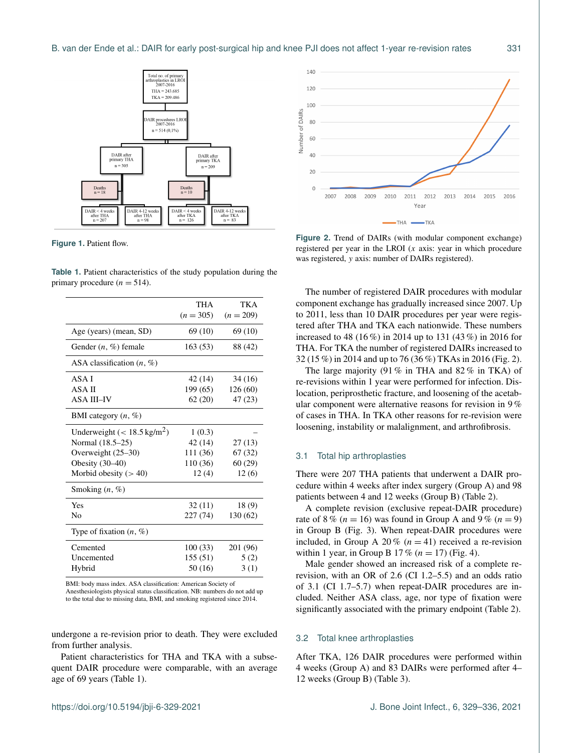Figure 1. Patient flow.

Figure 2. Trend of DAIRs (with modular component exchange) registered per year in the LROI ($x$ axis: year in which procedure was registered, $y$ axis: number of DAIRs registered).

**Table 1.** Patient characteristics of the study population during the primary procedure ($n = 514$).

| | THA ($n = 305$) | TKA ($n = 209$) |
|---|---|---|
| Age (years) (mean, SD) | 69 (10) | 69 (10) |
| Gender ($n$, %) female | 163 (53) | 88 (42) |
| ASA classification ($n$, %) | | |
| ASA I | 42 (14) | 34 (16) |
| ASA II | 199 (65) | 126 (60) |
| ASA III–IV | 62 (20) | 47 (23) |
| BMI category ($n$, %) | | |
| Underweight (< 18.5 kg/m$^2$) | 1 (0.3) | – |
| Normal (18.5–25) | 42 (14) | 27 (13) |
| Overweight (25–30) | 111 (36) | 67 (32) |
| Obesity (30–40) | 110 (36) | 60 (29) |
| Morbid obesity (> 40) | 12 (4) | 12 (6) |
| Smoking ($n$, %) | | |
| Yes | 32 (11) | 18 (9) |
| No | 227 (74) | 130 (62) |
| Type of fixation ($n$, %) | | |
| Cemented | 100 (33) | 201 (96) |
| Uncemented | 155 (51) | 5 (2) |
| Hybrid | 50 (16) | 3 (1) |

BMI: body mass index. ASA classification: American Society of Anesthesiologists physical status classification. NB: numbers do not add up to the total due to missing data, BMI, and smoking registered since 2014.

undergone a re-revision prior to death. They were excluded from further analysis.

Patient characteristics for THA and TKA with a subsequent DAIR procedure were comparable, with an average age of 69 years (Table 1).

The number of registered DAIR procedures with modular component exchange has gradually increased since 2007. Up to 2011, less than 10 DAIR procedures per year were registered after THA and TKA each nationwide. These numbers increased to 48 (16 %) in 2014 up to 131 (43 %) in 2016 for THA. For TKA the number of registered DAIRs increased to 32 (15 %) in 2014 and up to 76 (36 %) TKAs in 2016 (Fig. 2).

The large majority (91 % in THA and 82 % in TKA) of re-revisions within 1 year were performed for infection. Dislocation, periprosthetic fracture, and loosening of the acetabular component were alternative reasons for revision in 9 % of cases in THA. In TKA other reasons for re-revision were loosening, instability or malalignment, and arthrofibrosis.

## 3.1 Total hip arthroplasties

There were 207 THA patients that underwent a DAIR procedure within 4 weeks after index surgery (Group A) and 98 patients between 4 and 12 weeks (Group B) (Table 2).

A complete revision (exclusive repeat-DAIR procedure) rate of 8 % ($n = 16$) was found in Group A and 9 % ($n = 9$) in Group B (Fig. 3). When repeat-DAIR procedures were included, in Group A 20 % ($n = 41$) received a re-revision within 1 year, in Group B 17 % ($n = 17$) (Fig. 4).

Male gender showed an increased risk of a complete re-revision, with an OR of 2.6 (CI 1.2–5.5) and an odds ratio of 3.1 (CI 1.7–5.7) when repeat-DAIR procedures are included. Neither ASA class, age, nor type of fixation were significantly associated with the primary endpoint (Table 2).

## 3.2 Total knee arthroplasties

After TKA, 126 DAIR procedures were performed within 4 weeks (Group A) and 83 DAIRs were performed after 4–12 weeks (Group B) (Table 3).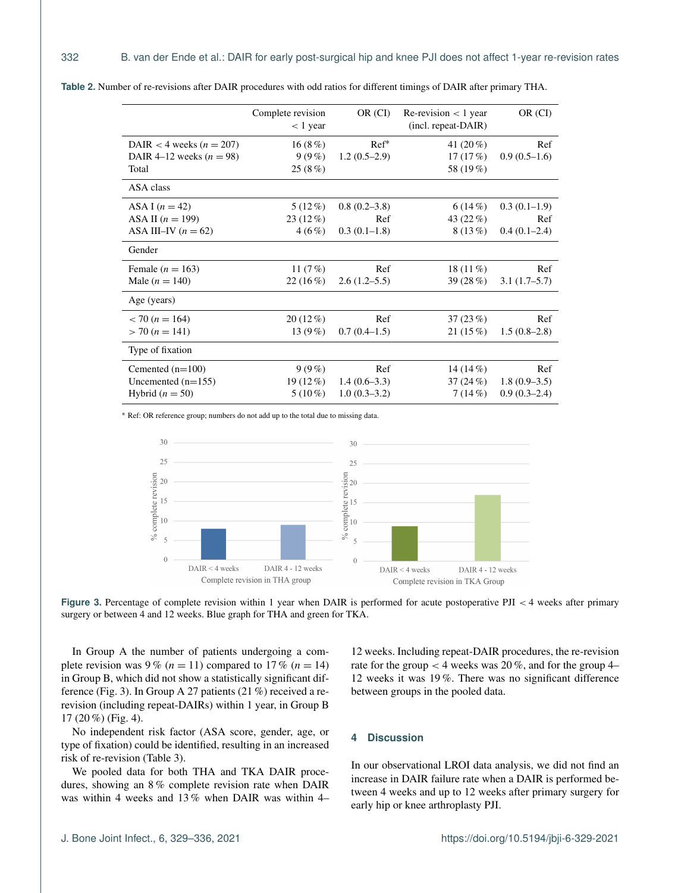**Table 2.** Number of re-revisions after DAIR procedures with odd ratios for different timings of DAIR after primary THA.

| | Complete revision < 1 year | OR (CI) | Re-revision < 1 year (incl. repeat-DAIR) | OR (CI) |
|---|---|---|---|---|
| DAIR < 4 weeks ($n = 207$) | 16 (8 %) | Ref* | 41 (20 %) | Ref |
| DAIR 4–12 weeks ($n = 98$) | 9 (9 %) | 1.2 (0.5–2.9) | 17 (17 %) | 0.9 (0.5–1.6) |
| Total | 25 (8 %) | | 58 (19 %) | |
| ASA class | | | | |
| ASA I ($n = 42$) | 5 (12 %) | 0.8 (0.2–3.8) | 6 (14 %) | 0.3 (0.1–1.9) |
| ASA II ($n = 199$) | 23 (12 %) | Ref | 43 (22 %) | Ref |
| ASA III–IV ($n = 62$) | 4 (6 %) | 0.3 (0.1–1.8) | 8 (13 %) | 0.4 (0.1–2.4) |
| Gender | | | | |
| Female ($n = 163$) | 11 (7 %) | Ref | 18 (11 %) | Ref |
| Male ($n = 140$) | 22 (16 %) | 2.6 (1.2–5.5) | 39 (28 %) | 3.1 (1.7–5.7) |
| Age (years) | | | | |
| < 70 ($n = 164$) | 20 (12 %) | Ref | 37 (23 %) | Ref |
| > 70 ($n = 141$) | 13 (9 %) | 0.7 (0.4–1.5) | 21 (15 %) | 1.5 (0.8–2.8) |
| Type of fixation | | | | |
| Cemented (n=100) | 9 (9 %) | Ref | 14 (14 %) | Ref |
| Uncemented (n=155) | 19 (12 %) | 1.4 (0.6–3.3) | 37 (24 %) | 1.8 (0.9–3.5) |
| Hybrid ($n = 50$) | 5 (10 %) | 1.0 (0.3–3.2) | 7 (14 %) | 0.9 (0.3–2.4) |

* Ref: OR reference group; numbers do not add up to the total due to missing data.

**Figure 3.** Percentage of complete revision within 1 year when DAIR is performed for acute postoperative PJI < 4 weeks after primary surgery or between 4 and 12 weeks. Blue graph for THA and green for TKA.

In Group A the number of patients undergoing a complete revision was 9 % ($n = 11$) compared to 17 % ($n = 14$) in Group B, which did not show a statistically significant difference (Fig. 3). In Group A 27 patients (21 %) received a re-revision (including repeat-DAIRs) within 1 year, in Group B 17 (20 %) (Fig. 4).

No independent risk factor (ASA score, gender, age, or type of fixation) could be identified, resulting in an increased risk of re-revision (Table 3).

We pooled data for both THA and TKA DAIR procedures, showing an 8 % complete revision rate when DAIR was within 4 weeks and 13 % when DAIR was within 4–12 weeks. Including repeat-DAIR procedures, the re-revision rate for the group < 4 weeks was 20 %, and for the group 4–12 weeks it was 19 %. There was no significant difference between groups in the pooled data.

## 4 Discussion

In our observational LROI data analysis, we did not find an increase in DAIR failure rate when a DAIR is performed between 4 weeks and up to 12 weeks after primary surgery for early hip or knee arthroplasty PJI.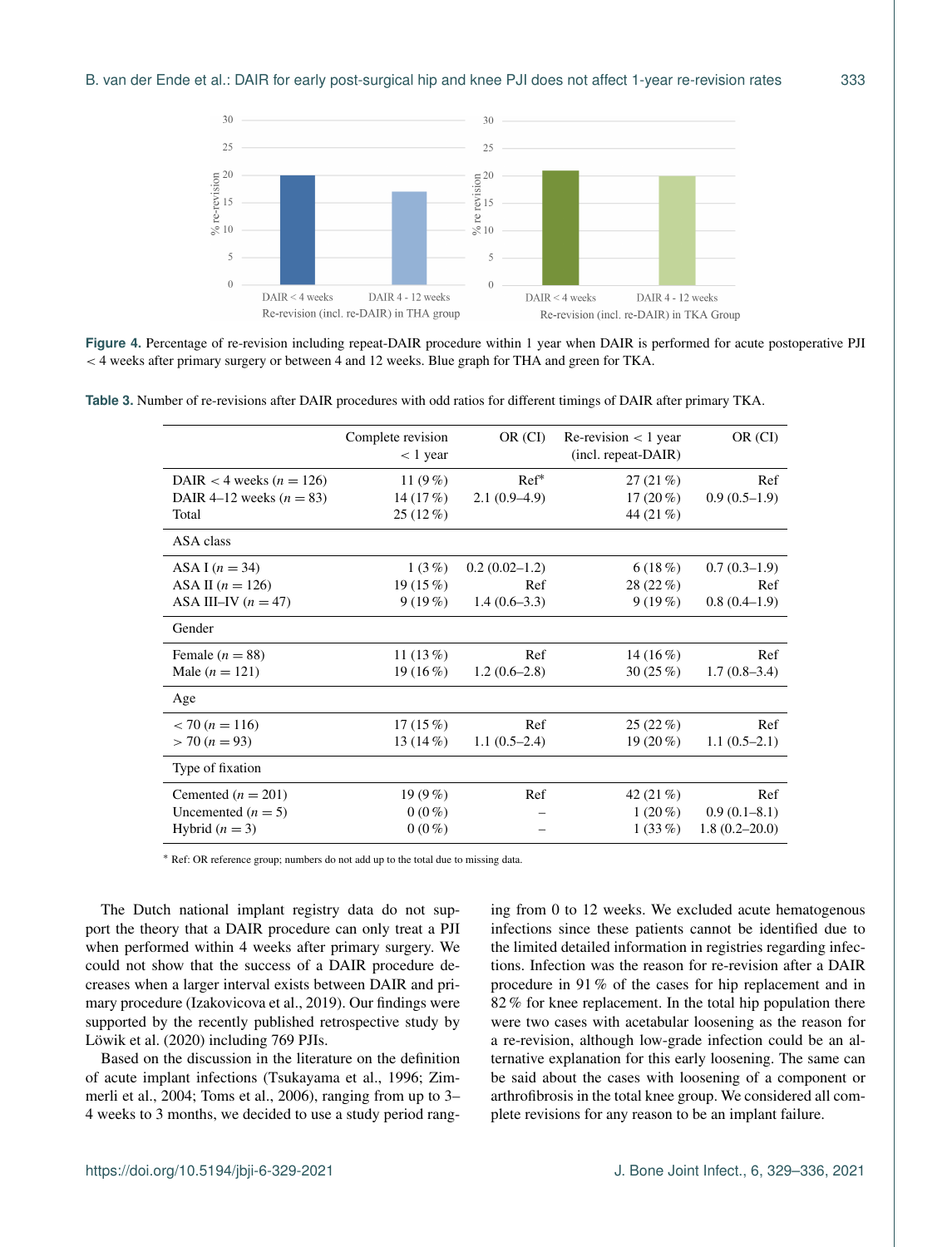Figure 4. Percentage of re-revision including repeat-DAIR procedure within 1 year when DAIR is performed for acute postoperative PJI < 4 weeks after primary surgery or between 4 and 12 weeks. Blue graph for THA and green for TKA.

**Table 3.** Number of re-revisions after DAIR procedures with odd ratios for different timings of DAIR after primary TKA.

| | Complete revision < 1 year | OR (CI) | Re-revision < 1 year (incl. repeat-DAIR) | OR (CI) |
|---|---|---|---|---|
| DAIR < 4 weeks ($n = 126$) | 11 (9 %) | Ref* | 27 (21 %) | Ref |
| DAIR 4–12 weeks ($n = 83$) | 14 (17 %) | 2.1 (0.9–4.9) | 17 (20 %) | 0.9 (0.5–1.9) |
| Total | 25 (12 %) | | 44 (21 %) | |
| ASA class | | | | |
| ASA I ($n = 34$) | 1 (3 %) | 0.2 (0.02–1.2) | 6 (18 %) | 0.7 (0.3–1.9) |
| ASA II ($n = 126$) | 19 (15 %) | Ref | 28 (22 %) | Ref |
| ASA III–IV ($n = 47$) | 9 (19 %) | 1.4 (0.6–3.3) | 9 (19 %) | 0.8 (0.4–1.9) |
| Gender | | | | |
| Female ($n = 88$) | 11 (13 %) | Ref | 14 (16 %) | Ref |
| Male ($n = 121$) | 19 (16 %) | 1.2 (0.6–2.8) | 30 (25 %) | 1.7 (0.8–3.4) |
| Age | | | | |
| < 70 ($n = 116$) | 17 (15 %) | Ref | 25 (22 %) | Ref |
| > 70 ($n = 93$) | 13 (14 %) | 1.1 (0.5–2.4) | 19 (20 %) | 1.1 (0.5–2.1) |
| Type of fixation | | | | |
| Cemented ($n = 201$) | 19 (9 %) | Ref | 42 (21 %) | Ref |
| Uncemented ($n = 5$) | 0 (0 %) | – | 1 (20 %) | 0.9 (0.1–8.1) |
| Hybrid ($n = 3$) | 0 (0 %) | – | 1 (33 %) | 1.8 (0.2–20.0) |

* Ref: OR reference group; numbers do not add up to the total due to missing data.

The Dutch national implant registry data do not support the theory that a DAIR procedure can only treat a PJI when performed within 4 weeks after primary surgery. We could not show that the success of a DAIR procedure decreases when a larger interval exists between DAIR and primary procedure (Izakovicova et al., 2019). Our findings were supported by the recently published retrospective study by Löwik et al. (2020) including 769 PJIs.

Based on the discussion in the literature on the definition of acute implant infections (Tsukayama et al., 1996; Zimmerli et al., 2004; Toms et al., 2006), ranging from up to 3–4 weeks to 3 months, we decided to use a study period ranging from 0 to 12 weeks. We excluded acute hematogenous infections since these patients cannot be identified due to the limited detailed information in registries regarding infections. Infection was the reason for re-revision after a DAIR procedure in 91 % of the cases for hip replacement and in 82 % for knee replacement. In the total hip population there were two cases with acetabular loosening as the reason for a re-revision, although low-grade infection could be an alternative explanation for this early loosening. The same can be said about the cases with loosening of a component or arthrofibrosis in the total knee group. We considered all complete revisions for any reason to be an implant failure.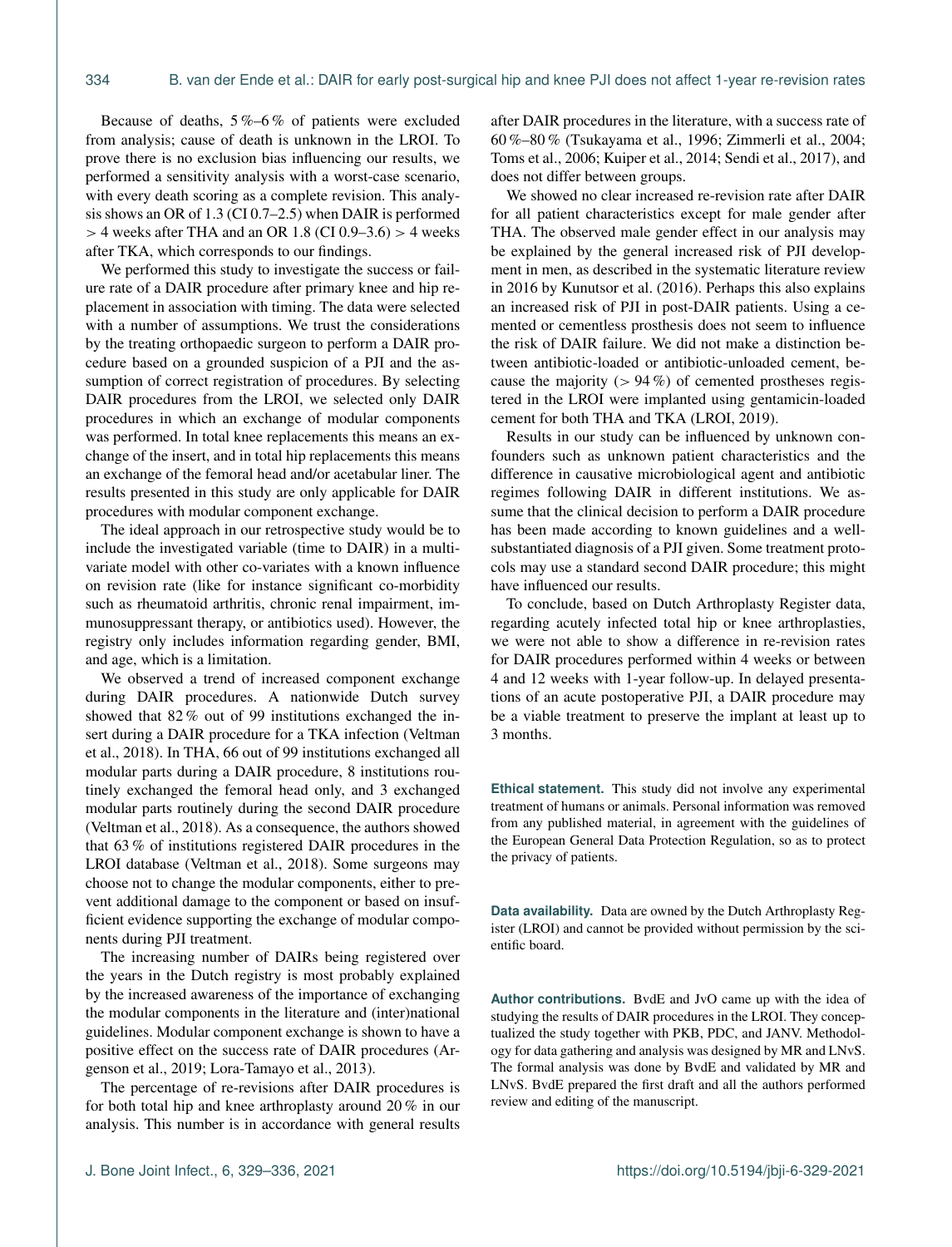Because of deaths, 5 %–6 % of patients were excluded from analysis; cause of death is unknown in the LROI. To prove there is no exclusion bias influencing our results, we performed a sensitivity analysis with a worst-case scenario, with every death scoring as a complete revision. This analysis shows an OR of 1.3 (CI 0.7–2.5) when DAIR is performed $> 4$ weeks after THA and an OR 1.8 (CI 0.9–3.6) $> 4$ weeks after TKA, which corresponds to our findings.

We performed this study to investigate the success or failure rate of a DAIR procedure after primary knee and hip replacement in association with timing. The data were selected with a number of assumptions. We trust the considerations by the treating orthopaedic surgeon to perform a DAIR procedure based on a grounded suspicion of a PJI and the assumption of correct registration of procedures. By selecting DAIR procedures from the LROI, we selected only DAIR procedures in which an exchange of modular components was performed. In total knee replacements this means an exchange of the insert, and in total hip replacements this means an exchange of the femoral head and/or acetabular liner. The results presented in this study are only applicable for DAIR procedures with modular component exchange.

The ideal approach in our retrospective study would be to include the investigated variable (time to DAIR) in a multivariate model with other co-variates with a known influence on revision rate (like for instance significant co-morbidity such as rheumatoid arthritis, chronic renal impairment, immunosuppressant therapy, or antibiotics used). However, the registry only includes information regarding gender, BMI, and age, which is a limitation.

We observed a trend of increased component exchange during DAIR procedures. A nationwide Dutch survey showed that 82 % out of 99 institutions exchanged the insert during a DAIR procedure for a TKA infection (Veltman et al., 2018). In THA, 66 out of 99 institutions exchanged all modular parts during a DAIR procedure, 8 institutions routinely exchanged the femoral head only, and 3 exchanged modular parts routinely during the second DAIR procedure (Veltman et al., 2018). As a consequence, the authors showed that 63 % of institutions registered DAIR procedures in the LROI database (Veltman et al., 2018). Some surgeons may choose not to change the modular components, either to prevent additional damage to the component or based on insufficient evidence supporting the exchange of modular components during PJI treatment.

The increasing number of DAIRs being registered over the years in the Dutch registry is most probably explained by the increased awareness of the importance of exchanging the modular components in the literature and (inter)national guidelines. Modular component exchange is shown to have a positive effect on the success rate of DAIR procedures (Argenson et al., 2019; Lora-Tamayo et al., 2013).

The percentage of re-revisions after DAIR procedures is for both total hip and knee arthroplasty around 20 % in our analysis. This number is in accordance with general results after DAIR procedures in the literature, with a success rate of 60 %–80 % (Tsukayama et al., 1996; Zimmerli et al., 2004; Toms et al., 2006; Kuiper et al., 2014; Sendi et al., 2017), and does not differ between groups.

We showed no clear increased re-revision rate after DAIR for all patient characteristics except for male gender after THA. The observed male gender effect in our analysis may be explained by the general increased risk of PJI development in men, as described in the systematic literature review in 2016 by Kunutsor et al. (2016). Perhaps this also explains an increased risk of PJI in post-DAIR patients. Using a cemented or cementless prosthesis does not seem to influence the risk of DAIR failure. We did not make a distinction between antibiotic-loaded or antibiotic-unloaded cement, because the majority ($> 94$ %) of cemented prostheses registered in the LROI were implanted using gentamicin-loaded cement for both THA and TKA (LROI, 2019).

Results in our study can be influenced by unknown confounders such as unknown patient characteristics and the difference in causative microbiological agent and antibiotic regimes following DAIR in different institutions. We assume that the clinical decision to perform a DAIR procedure has been made according to known guidelines and a well-substantiated diagnosis of a PJI given. Some treatment protocols may use a standard second DAIR procedure; this might have influenced our results.

To conclude, based on Dutch Arthroplasty Register data, regarding acutely infected total hip or knee arthroplasties, we were not able to show a difference in re-revision rates for DAIR procedures performed within 4 weeks or between 4 and 12 weeks with 1-year follow-up. In delayed presentations of an acute postoperative PJI, a DAIR procedure may be a viable treatment to preserve the implant at least up to 3 months.

**Ethical statement.** This study did not involve any experimental treatment of humans or animals. Personal information was removed from any published material, in agreement with the guidelines of the European General Data Protection Regulation, so as to protect the privacy of patients.

**Data availability.** Data are owned by the Dutch Arthroplasty Register (LROI) and cannot be provided without permission by the scientific board.

**Author contributions.** BvdE and JvO came up with the idea of studying the results of DAIR procedures in the LROI. They conceptualized the study together with PKB, PDC, and JANV. Methodology for data gathering and analysis was designed by MR and LNvS. The formal analysis was done by BvdE and validated by MR and LNvS. BvdE prepared the first draft and all the authors performed review and editing of the manuscript.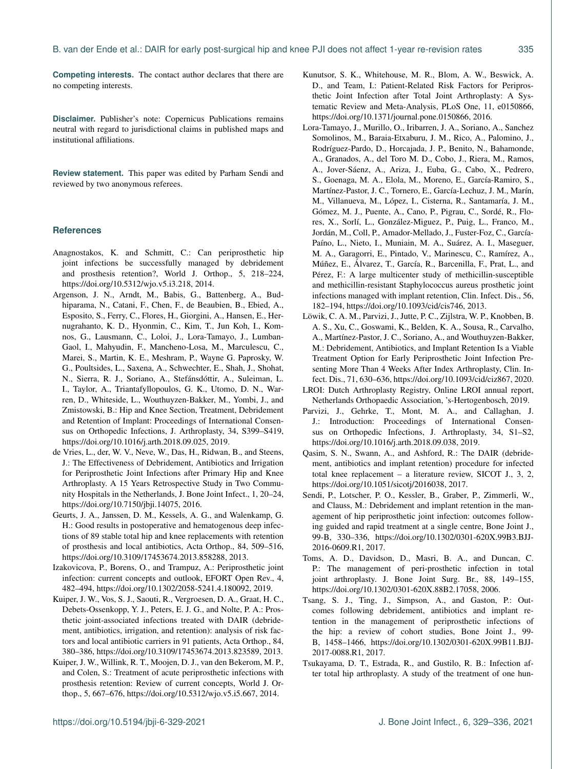**Competing interests.** The contact author declares that there are no competing interests.

**Disclaimer.** Publisher's note: Copernicus Publications remains neutral with regard to jurisdictional claims in published maps and institutional affiliations.

**Review statement.** This paper was edited by Parham Sendi and reviewed by two anonymous referees.

## References

Anagnostakos, K. and Schmitt, C.: Can periprosthetic hip joint infections be successfully managed by debridement and prosthesis retention?, World J. Orthop., 5, 218–224, https://doi.org/10.5312/wjo.v5.i3.218, 2014.

Argenson, J. N., Arndt, M., Babis, G., Battenberg, A., Budhiparama, N., Catani, F., Chen, F., de Beaubien, B., Ebied, A., Esposito, S., Ferry, C., Flores, H., Giorgini, A., Hansen, E., Hernugrahanto, K. D., Hyonmin, C., Kim, T., Jun Koh, I., Komnos, G., Lausmann, C., Loloi, J., Lora-Tamayo, J., Lumban-Gaol, I., Mahyudin, F., Mancheno-Losa, M., Marculescu, C., Marei, S., Martin, K. E., Meshram, P., Wayne G. Paprosky, W. G., Poultsides, L., Saxena, A., Schwechter, E., Shah, J., Shohat, N., Sierra, R. J., Soriano, A., Stefánsdóttir, A., Suleiman, L. I., Taylor, A., Triantafyllopoulos, G. K., Utomo, D. N., Warren, D., Whiteside, L., Wouthuyzen-Bakker, M., Yombi, J., and Zmistowski, B.: Hip and Knee Section, Treatment, Debridement and Retention of Implant: Proceedings of International Consensus on Orthopedic Infections, J. Arthroplasty, 34, S399–S419, https://doi.org/10.1016/j.arth.2018.09.025, 2019.

de Vries, L., der, W. V., Neve, W., Das, H., Ridwan, B., and Steens, J.: The Effectiveness of Debridement, Antibiotics and Irrigation for Periprosthetic Joint Infections after Primary Hip and Knee Arthroplasty. A 15 Years Retrospective Study in Two Community Hospitals in the Netherlands, J. Bone Joint Infect., 1, 20–24, https://doi.org/10.7150/jbji.14075, 2016.

Geurts, J. A., Janssen, D. M., Kessels, A. G., and Walenkamp, G. H.: Good results in postoperative and hematogenous deep infections of 89 stable total hip and knee replacements with retention of prosthesis and local antibiotics, Acta Orthop., 84, 509–516, https://doi.org/10.3109/17453674.2013.858288, 2013.

Izakovicova, P., Borens, O., and Trampuz, A.: Periprosthetic joint infection: current concepts and outlook, EFORT Open Rev., 4, 482–494, https://doi.org/10.1302/2058-5241.4.180092, 2019.

Kuiper, J. W., Vos, S. J., Saouti, R., Vergroesen, D. A., Graat, H. C., Debets-Ossenkopp, Y. J., Peters, E. J. G., and Nolte, P. A.: Prosthetic joint-associated infections treated with DAIR (debridement, antibiotics, irrigation, and retention): analysis of risk factors and local antibiotic carriers in 91 patients, Acta Orthop., 84, 380–386, https://doi.org/10.3109/17453674.2013.823589, 2013.

Kuiper, J. W., Willink, R. T., Moojen, D. J., van den Bekerom, M. P., and Colen, S.: Treatment of acute periprosthetic infections with prosthesis retention: Review of current concepts, World J. Orthop., 5, 667–676, https://doi.org/10.5312/wjo.v5.i5.667, 2014.

Kunutsor, S. K., Whitehouse, M. R., Blom, A. W., Beswick, A. D., and Team, I.: Patient-Related Risk Factors for Periprosthetic Joint Infection after Total Joint Arthroplasty: A Systematic Review and Meta-Analysis, PLoS One, 11, e0150866, https://doi.org/10.1371/journal.pone.0150866, 2016.

Lora-Tamayo, J., Murillo, O., Iribarren, J. A., Soriano, A., Sanchez Somolinos, M., Baraia-Etxaburu, J. M., Rico, A., Palomino, J., Rodríguez-Pardo, D., Horcajada, J. P., Benito, N., Bahamonde, A., Granados, A., del Toro M. D., Cobo, J., Riera, M., Ramos, A., Jover-Sáenz, A., Ariza, J., Euba, G., Cabo, X., Pedrero, S., Goenaga, M. A., Elola, M., Moreno, E., García-Ramiro, S., Martínez-Pastor, J. C., Tornero, E., García-Lechuz, J. M., Marín, M., Villanueva, M., López, I., Cisterna, R., Santamaría, J. M., Gómez, M. J., Puente, A., Cano, P., Pigrau, C., Sordé, R., Flores, X., Sorlí, L., González-Miguez, P., Puig, L., Franco, M., Jordán, M., Coll, P., Amador-Mellado, J., Fuster-Foz, C., García-Paíno, L., Nieto, I., Muniain, M. A., Suárez, A. I., Maseguer, M. A., Garagorri, E., Pintado, V., Marinescu, C., Ramírez, A., Múñez, E., Álvarez, T., García, R., Barcenilla, F., Prat, L., and Pérez, F.: A large multicenter study of methicillin-susceptible and methicillin-resistant Staphylococcus aureus prosthetic joint infections managed with implant retention, Clin. Infect. Dis., 56, 182–194, https://doi.org/10.1093/cid/cis746, 2013.

Löwik, C. A. M., Parvizi, J., Jutte, P. C., Zijlstra, W. P., Knobben, B. A. S., Xu, C., Goswami, K., Belden, K. A., Sousa, R., Carvalho, A., Martínez-Pastor, J. C., Soriano, A., and Wouthuyzen-Bakker, M.: Debridement, Antibiotics, and Implant Retention Is a Viable Treatment Option for Early Periprosthetic Joint Infection Presenting More Than 4 Weeks After Index Arthroplasty, Clin. Infect. Dis., 71, 630–636, https://doi.org/10.1093/cid/ciz867, 2020.

LROI: Dutch Arthroplasty Registry, Online LROI annual report, Netherlands Orthopaedic Association, 's-Hertogenbosch, 2019.

Parvizi, J., Gehrke, T., Mont, M. A., and Callaghan, J. J.: Introduction: Proceedings of International Consensus on Orthopedic Infections, J. Arthroplasty, 34, S1–S2, https://doi.org/10.1016/j.arth.2018.09.038, 2019.

Qasim, S. N., Swann, A., and Ashford, R.: The DAIR (debridement, antibiotics and implant retention) procedure for infected total knee replacement – a literature review, SICOT J., 3, 2, https://doi.org/10.1051/sicotj/2016038, 2017.

Sendi, P., Lotscher, P. O., Kessler, B., Graber, P., Zimmerli, W., and Clauss, M.: Debridement and implant retention in the management of hip periprosthetic joint infection: outcomes following guided and rapid treatment at a single centre, Bone Joint J., 99-B, 330–336, https://doi.org/10.1302/0301-620X.99B3.BJJ-2016-0609.R1, 2017.

Toms, A. D., Davidson, D., Masri, B. A., and Duncan, C. P.: The management of peri-prosthetic infection in total joint arthroplasty. J. Bone Joint Surg. Br., 88, 149–155, https://doi.org/10.1302/0301-620X.88B2.17058, 2006.

Tsang, S. J., Ting, J., Simpson, A., and Gaston, P.: Outcomes following debridement, antibiotics and implant retention in the management of periprosthetic infections of the hip: a review of cohort studies, Bone Joint J., 99-B, 1458–1466, https://doi.org/10.1302/0301-620X.99B11.BJJ-2017-0088.R1, 2017.

Tsukayama, D. T., Estrada, R., and Gustilo, R. B.: Infection after total hip arthroplasty. A study of the treatment of one hun-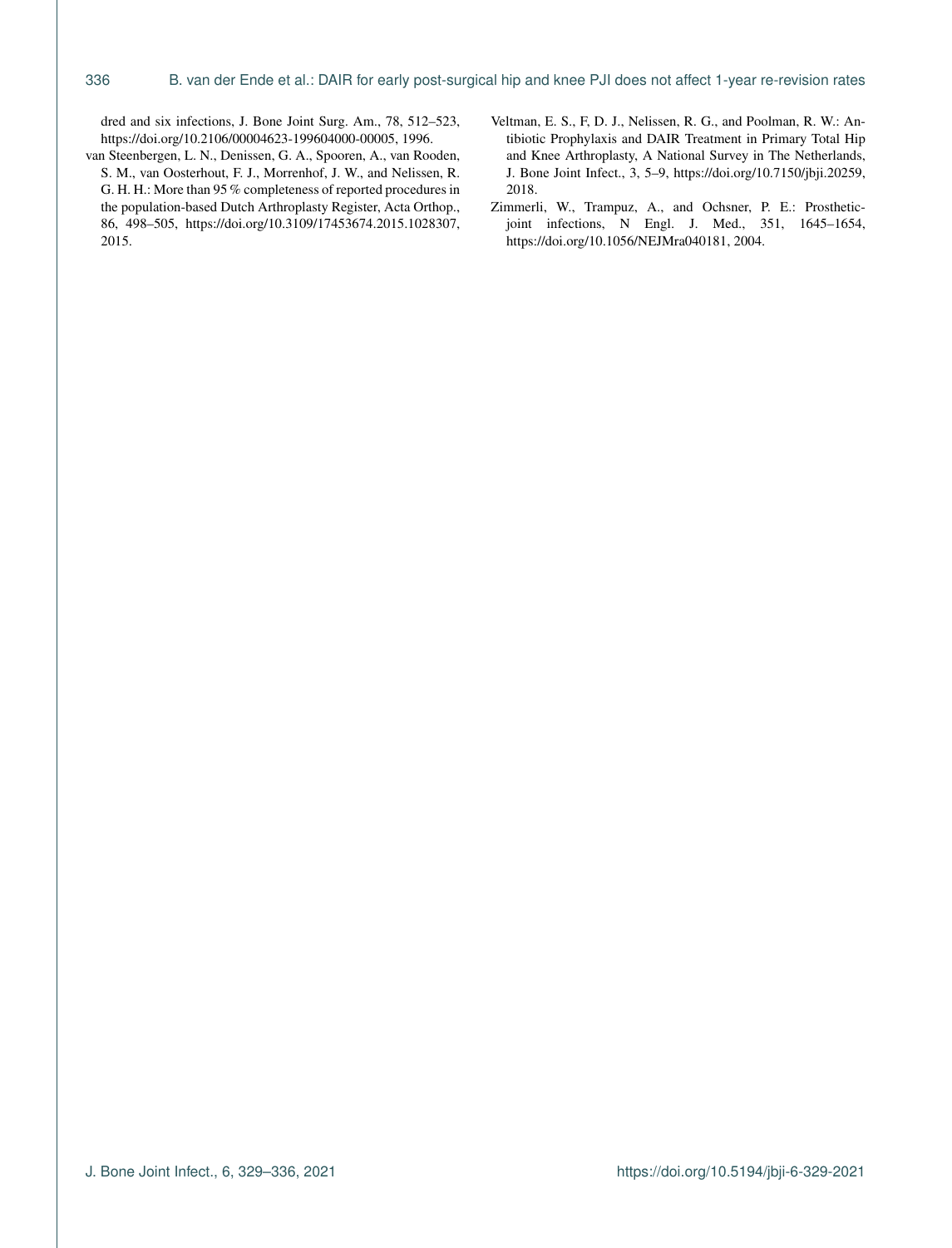dred and six infections, J. Bone Joint Surg. Am., 78, 512–523, https://doi.org/10.2106/00004623-199604000-00005, 1996.

van Steenbergen, L. N., Denissen, G. A., Spooren, A., van Rooden, S. M., van Oosterhout, F. J., Morrenhof, J. W., and Nelissen, R. G. H. H.: More than 95 % completeness of reported procedures in the population-based Dutch Arthroplasty Register, Acta Orthop., 86, 498–505, https://doi.org/10.3109/17453674.2015.1028307, 2015.

Veltman, E. S., F, D. J., Nelissen, R. G., and Poolman, R. W.: Antibiotic Prophylaxis and DAIR Treatment in Primary Total Hip and Knee Arthroplasty, A National Survey in The Netherlands, J. Bone Joint Infect., 3, 5–9, https://doi.org/10.7150/jbji.20259, 2018.

Zimmerli, W., Trampuz, A., and Ochsner, P. E.: Prosthetic-joint infections, N Engl. J. Med., 351, 1645–1654, https://doi.org/10.1056/NEJMra040181, 2004.